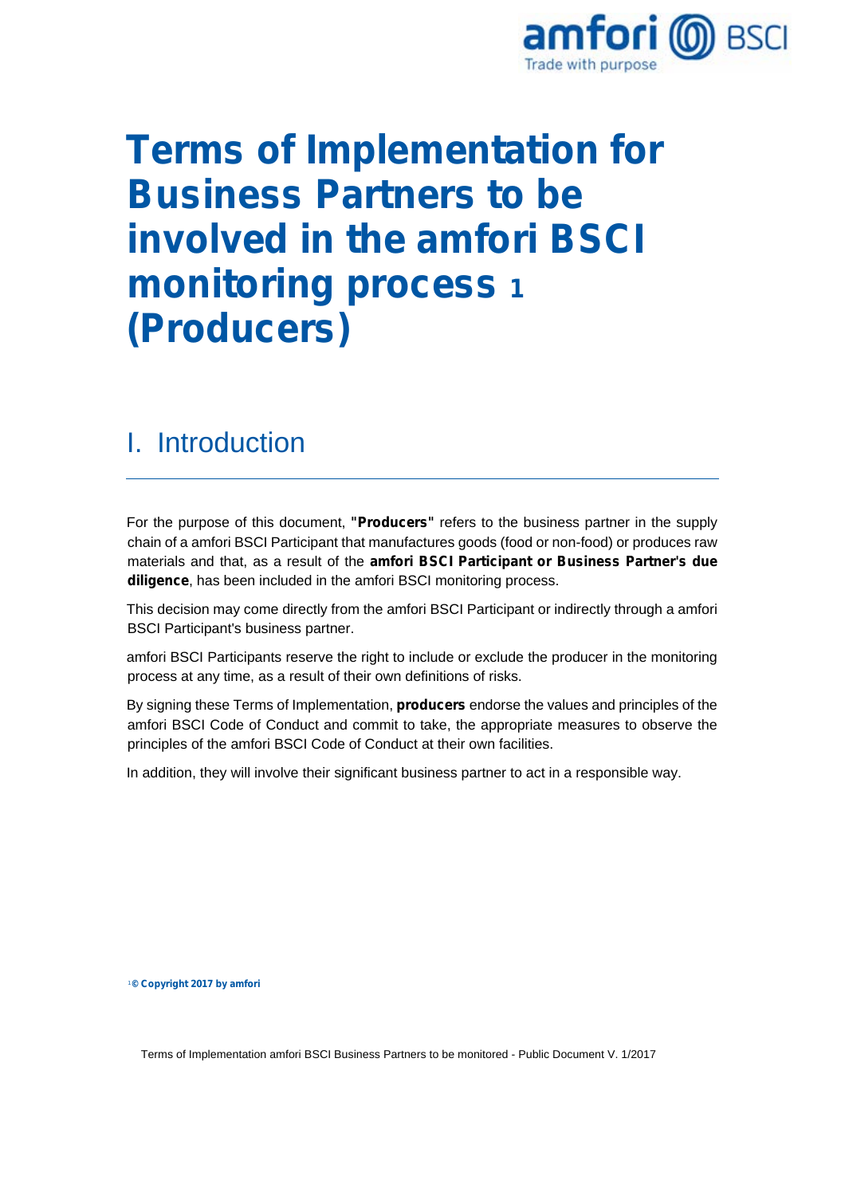# Terms of Implementation for Business Partners to be involved in the amfori BSCI monitoring process [1] (Producers)

## I. Introduction

For the purpose of this document, **"Producers"** refers to the business partner in the supply chain of a amfori BSCI Participant that manufactures goods (food or non-food) or produces raw materials and that, as a result of the **amfori BSCI Participant or Business Partner's due diligence**, has been included in the amfori BSCI monitoring process.

This decision may come directly from the amfori BSCI Participant or indirectly through a amfori BSCI Participant's business partner.

amfori BSCI Participants reserve the right to include or exclude the producer in the monitoring process at any time, as a result of their own definitions of risks.

By signing these Terms of Implementation, **producers** endorse the values and principles of the amfori BSCI Code of Conduct and commit to take, the appropriate measures to observe the principles of the amfori BSCI Code of Conduct at their own facilities.

In addition, they will involve their significant business partner to act in a responsible way.

[1] **© Copyright 2017 by amfori**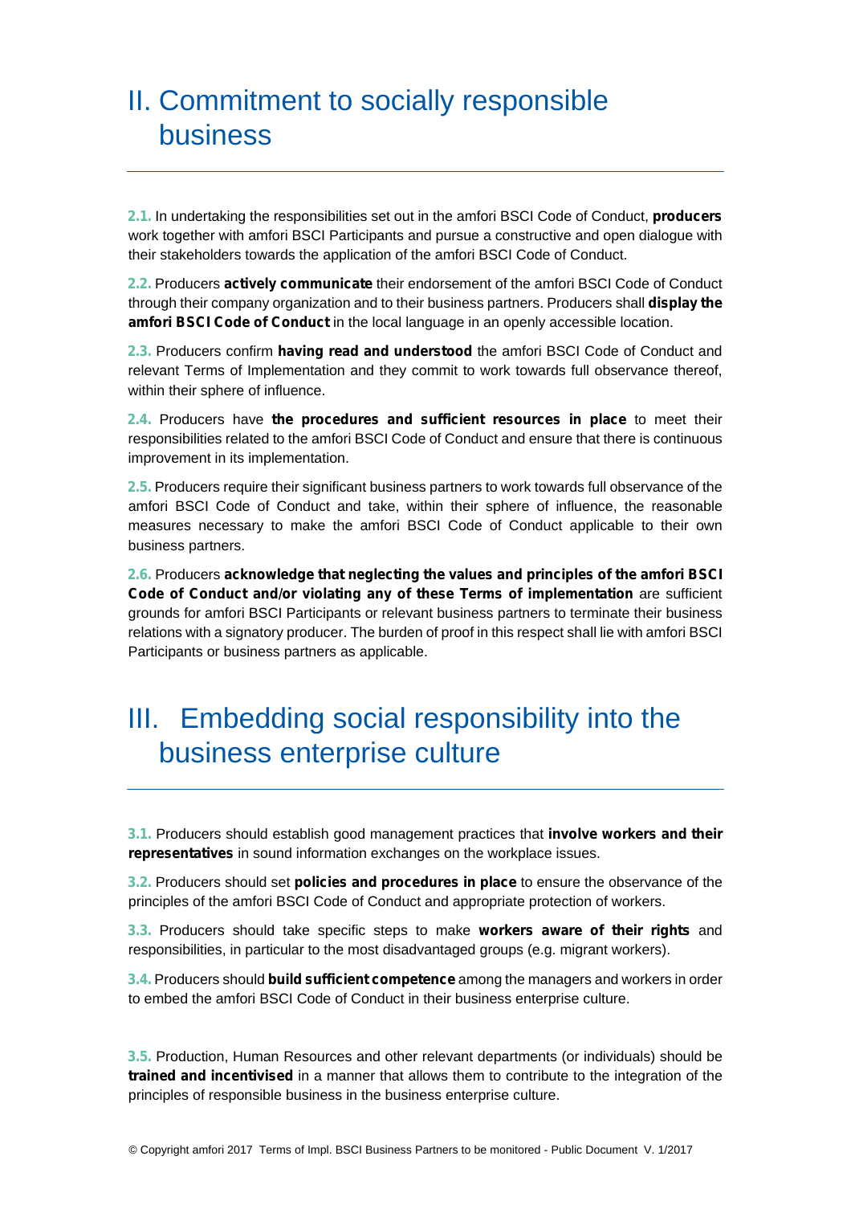# II. Commitment to socially responsible business

**2.1.** In undertaking the responsibilities set out in the amfori BSCI Code of Conduct, **producers** work together with amfori BSCI Participants and pursue a constructive and open dialogue with their stakeholders towards the application of the amfori BSCI Code of Conduct.

**2.2.** Producers **actively communicate** their endorsement of the amfori BSCI Code of Conduct through their company organization and to their business partners. Producers shall **display the amfori BSCI Code of Conduct** in the local language in an openly accessible location.

**2.3.** Producers confirm **having read and understood** the amfori BSCI Code of Conduct and relevant Terms of Implementation and they commit to work towards full observance thereof, within their sphere of influence.

**2.4.** Producers have **the procedures and sufficient resources in place** to meet their responsibilities related to the amfori BSCI Code of Conduct and ensure that there is continuous improvement in its implementation.

**2.5.** Producers require their significant business partners to work towards full observance of the amfori BSCI Code of Conduct and take, within their sphere of influence, the reasonable measures necessary to make the amfori BSCI Code of Conduct applicable to their own business partners.

**2.6.** Producers **acknowledge that neglecting the values and principles of the amfori BSCI Code of Conduct and/or violating any of these Terms of implementation** are sufficient grounds for amfori BSCI Participants or relevant business partners to terminate their business relations with a signatory producer. The burden of proof in this respect shall lie with amfori BSCI Participants or business partners as applicable.

# III. Embedding social responsibility into the business enterprise culture

**3.1.** Producers should establish good management practices that **involve workers and their representatives** in sound information exchanges on the workplace issues.

**3.2.** Producers should set **policies and procedures in place** to ensure the observance of the principles of the amfori BSCI Code of Conduct and appropriate protection of workers.

**3.3.** Producers should take specific steps to make **workers aware of their rights** and responsibilities, in particular to the most disadvantaged groups (e.g. migrant workers).

**3.4.** Producers should **build sufficient competence** among the managers and workers in order to embed the amfori BSCI Code of Conduct in their business enterprise culture.

**3.5.** Production, Human Resources and other relevant departments (or individuals) should be **trained and incentivised** in a manner that allows them to contribute to the integration of the principles of responsible business in the business enterprise culture.

© Copyright amfori 2017 Terms of Impl. BSCI Business Partners to be monitored - Public Document V. 1/2017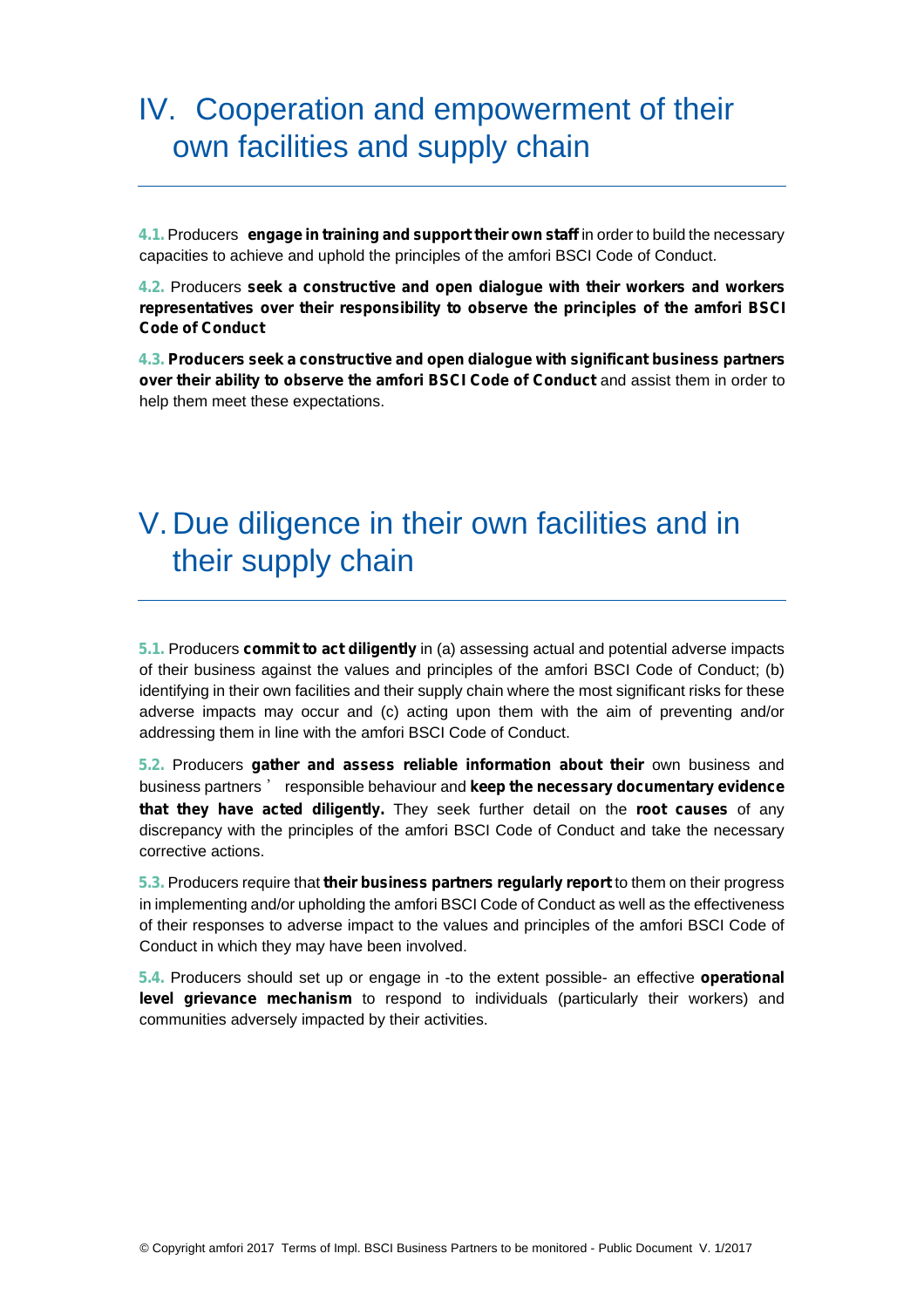# IV. Cooperation and empowerment of their own facilities and supply chain

**4.1.** Producers **engage in training and support their own staff** in order to build the necessary capacities to achieve and uphold the principles of the amfori BSCI Code of Conduct.

**4.2.** Producers **seek a constructive and open dialogue with their workers and workers representatives over their responsibility to observe the principles of the amfori BSCI Code of Conduct**

**4.3. Producers seek a constructive and open dialogue with significant business partners over their ability to observe the amfori BSCI Code of Conduct** and assist them in order to help them meet these expectations.

# V. Due diligence in their own facilities and in their supply chain

**5.1.** Producers **commit to act diligently** in (a) assessing actual and potential adverse impacts of their business against the values and principles of the amfori BSCI Code of Conduct; (b) identifying in their own facilities and their supply chain where the most significant risks for these adverse impacts may occur and (c) acting upon them with the aim of preventing and/or addressing them in line with the amfori BSCI Code of Conduct.

**5.2.** Producers **gather and assess reliable information about their** own business and business partners' responsible behaviour and **keep the necessary documentary evidence that they have acted diligently.** They seek further detail on the **root causes** of any discrepancy with the principles of the amfori BSCI Code of Conduct and take the necessary corrective actions.

**5.3.** Producers require that **their business partners regularly report** to them on their progress in implementing and/or upholding the amfori BSCI Code of Conduct as well as the effectiveness of their responses to adverse impact to the values and principles of the amfori BSCI Code of Conduct in which they may have been involved.

**5.4.** Producers should set up or engage in -to the extent possible- an effective **operational level grievance mechanism** to respond to individuals (particularly their workers) and communities adversely impacted by their activities.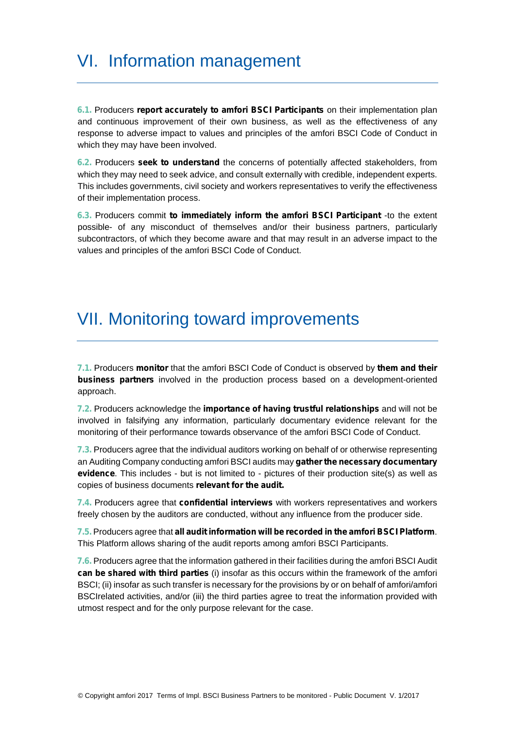# VI. Information management

**6.1.** Producers **report accurately to amfori BSCI Participants** on their implementation plan and continuous improvement of their own business, as well as the effectiveness of any response to adverse impact to values and principles of the amfori BSCI Code of Conduct in which they may have been involved.

**6.2.** Producers **seek to understand** the concerns of potentially affected stakeholders, from which they may need to seek advice, and consult externally with credible, independent experts. This includes governments, civil society and workers representatives to verify the effectiveness of their implementation process.

**6.3.** Producers commit **to immediately inform the amfori BSCI Participant** -to the extent possible- of any misconduct of themselves and/or their business partners, particularly subcontractors, of which they become aware and that may result in an adverse impact to the values and principles of the amfori BSCI Code of Conduct.

# VII. Monitoring toward improvements

**7.1.** Producers **monitor** that the amfori BSCI Code of Conduct is observed by **them and their business partners** involved in the production process based on a development-oriented approach.

**7.2.** Producers acknowledge the **importance of having trustful relationships** and will not be involved in falsifying any information, particularly documentary evidence relevant for the monitoring of their performance towards observance of the amfori BSCI Code of Conduct.

**7.3.** Producers agree that the individual auditors working on behalf of or otherwise representing an Auditing Company conducting amfori BSCI audits may **gather the necessary documentary evidence**. This includes - but is not limited to - pictures of their production site(s) as well as copies of business documents **relevant for the audit.**

**7.4.** Producers agree that **confidential interviews** with workers representatives and workers freely chosen by the auditors are conducted, without any influence from the producer side.

**7.5.** Producers agree that **all audit information will be recorded in the amfori BSCI Platform**. This Platform allows sharing of the audit reports among amfori BSCI Participants.

**7.6.** Producers agree that the information gathered in their facilities during the amfori BSCI Audit **can be shared with third parties** (i) insofar as this occurs within the framework of the amfori BSCI; (ii) insofar as such transfer is necessary for the provisions by or on behalf of amfori/amfori BSCIrelated activities, and/or (iii) the third parties agree to treat the information provided with utmost respect and for the only purpose relevant for the case.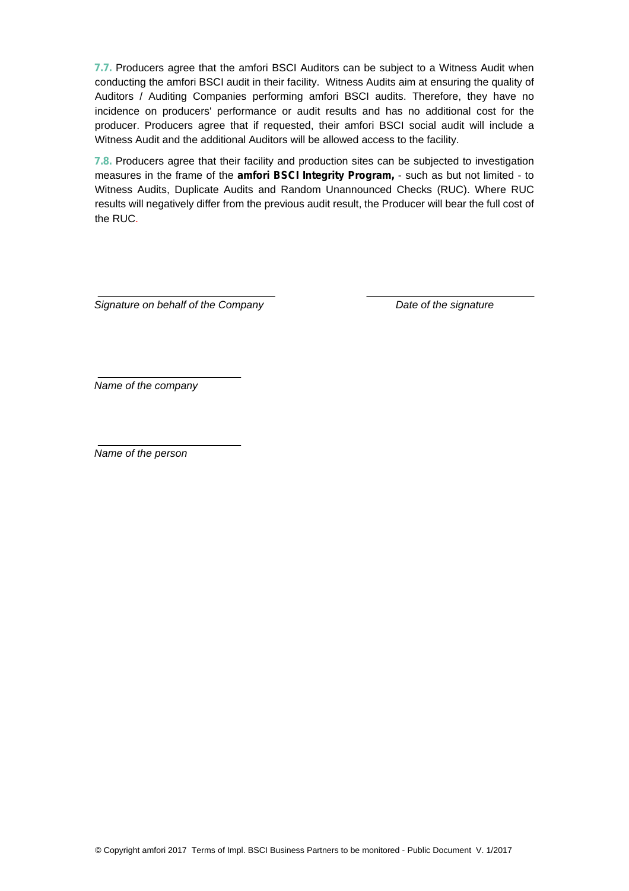**7.7.** Producers agree that the amfori BSCI Auditors can be subject to a Witness Audit when conducting the amfori BSCI audit in their facility. Witness Audits aim at ensuring the quality of Auditors / Auditing Companies performing amfori BSCI audits. Therefore, they have no incidence on producers' performance or audit results and has no additional cost for the producer. Producers agree that if requested, their amfori BSCI social audit will include a Witness Audit and the additional Auditors will be allowed access to the facility.

**7.8.** Producers agree that their facility and production sites can be subjected to investigation measures in the frame of the **amfori BSCI Integrity Program,** - such as but not limited - to Witness Audits, Duplicate Audits and Random Unannounced Checks (RUC). Where RUC results will negatively differ from the previous audit result, the Producer will bear the full cost of the RUC.

\_\_\_\_\_\_\_\_\_\_\_\_\_\_\_\_\_\_\_\_\_\_\_\_\_\_\_\_\_\_
*Signature on behalf of the Company*

\_\_\_\_\_\_\_\_\_\_\_\_\_\_\_\_\_\_\_\_\_\_\_\_\_\_\_\_\_\_
*Date of the signature*

\_\_\_\_\_\_\_\_\_\_\_\_\_\_\_\_\_\_\_\_\_\_\_\_
*Name of the company*

\_\_\_\_\_\_\_\_\_\_\_\_\_\_\_\_\_\_\_\_\_\_\_\_
*Name of the person*

© Copyright amfori 2017 Terms of Impl. BSCI Business Partners to be monitored - Public Document V. 1/2017